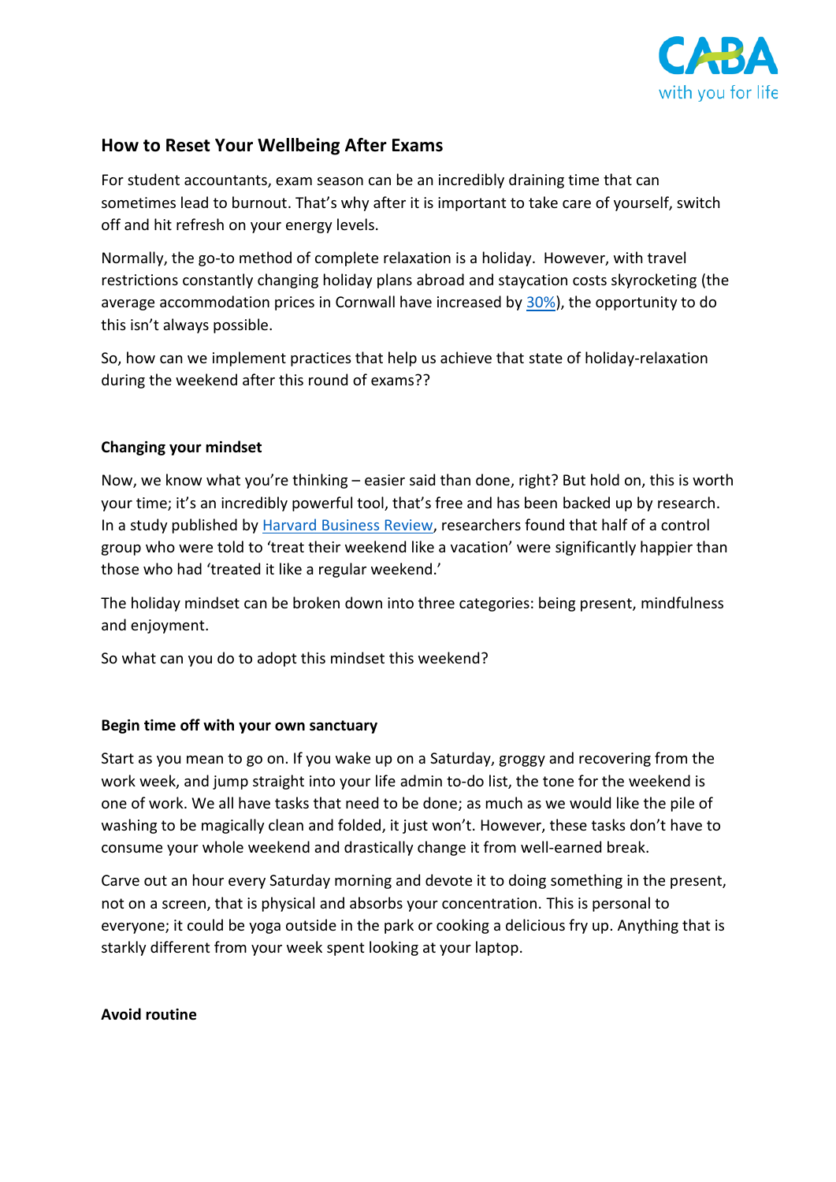## How to Reset Your Wellbeing After Exams

For student accountants, exam season can be an incredibly draining time that can sometimes lead to burnout. That's why after it is important to take care of yourself, switch off and hit refresh on your energy levels.

Normally, the go-to method of complete relaxation is a holiday. However, with travel restrictions constantly changing holiday plans abroad and staycation costs skyrocketing (the average accommodation prices in Cornwall have increased by [30%](#)), the opportunity to do this isn't always possible.

So, how can we implement practices that help us achieve that state of holiday-relaxation during the weekend after this round of exams??

### Changing your mindset

Now, we know what you're thinking – easier said than done, right? But hold on, this is worth your time; it's an incredibly powerful tool, that's free and has been backed up by research. In a study published by [Harvard Business Review](#), researchers found that half of a control group who were told to 'treat their weekend like a vacation' were significantly happier than those who had 'treated it like a regular weekend.'

The holiday mindset can be broken down into three categories: being present, mindfulness and enjoyment.

So what can you do to adopt this mindset this weekend?

### Begin time off with your own sanctuary

Start as you mean to go on. If you wake up on a Saturday, groggy and recovering from the work week, and jump straight into your life admin to-do list, the tone for the weekend is one of work. We all have tasks that need to be done; as much as we would like the pile of washing to be magically clean and folded, it just won't. However, these tasks don't have to consume your whole weekend and drastically change it from well-earned break.

Carve out an hour every Saturday morning and devote it to doing something in the present, not on a screen, that is physical and absorbs your concentration. This is personal to everyone; it could be yoga outside in the park or cooking a delicious fry up. Anything that is starkly different from your week spent looking at your laptop.

### Avoid routine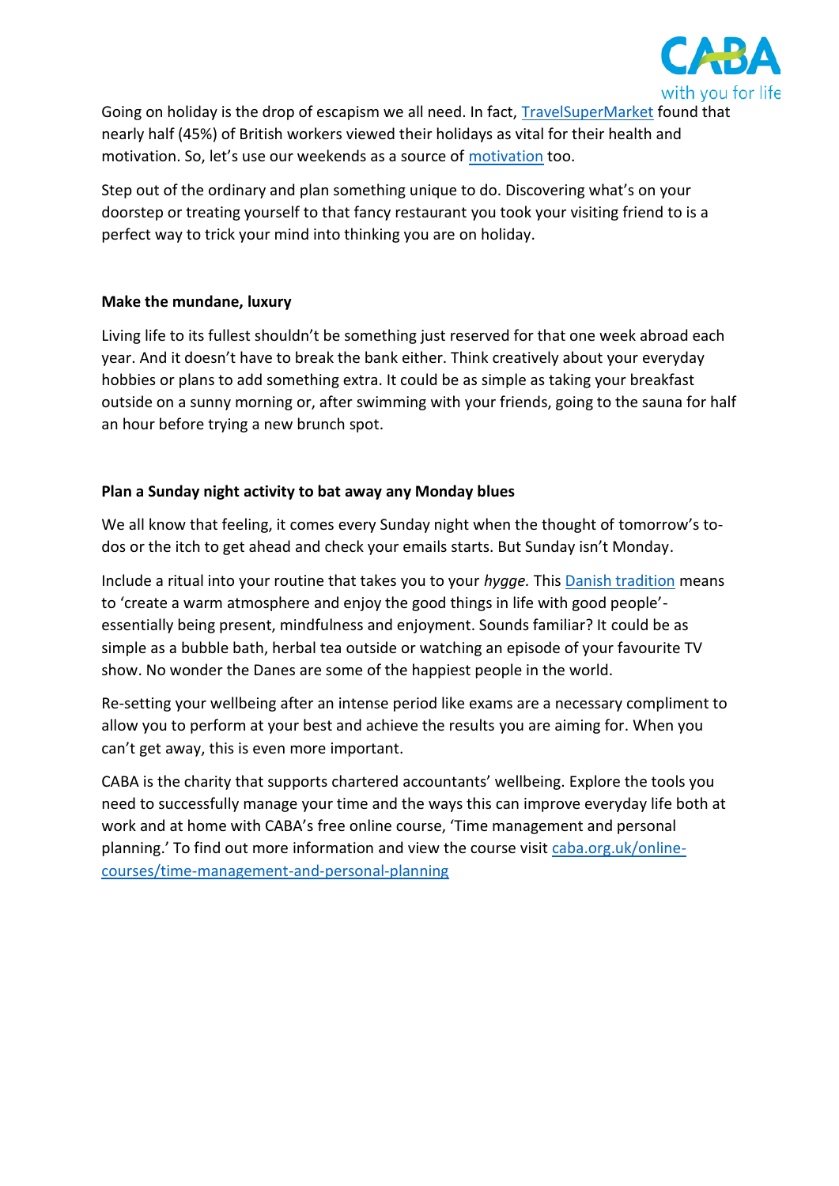Going on holiday is the drop of escapism we all need. In fact, [TravelSuperMarket](TravelSuperMarket) found that nearly half (45%) of British workers viewed their holidays as vital for their health and motivation. So, let's use our weekends as a source of motivation too.

Step out of the ordinary and plan something unique to do. Discovering what's on your doorstep or treating yourself to that fancy restaurant you took your visiting friend to is a perfect way to trick your mind into thinking you are on holiday.

**Make the mundane, luxury**

Living life to its fullest shouldn't be something just reserved for that one week abroad each year. And it doesn't have to break the bank either. Think creatively about your everyday hobbies or plans to add something extra. It could be as simple as taking your breakfast outside on a sunny morning or, after swimming with your friends, going to the sauna for half an hour before trying a new brunch spot.

**Plan a Sunday night activity to bat away any Monday blues**

We all know that feeling, it comes every Sunday night when the thought of tomorrow's to-dos or the itch to get ahead and check your emails starts. But Sunday isn't Monday.

Include a ritual into your routine that takes you to your *hygge.* This Danish tradition means to 'create a warm atmosphere and enjoy the good things in life with good people'- essentially being present, mindfulness and enjoyment. Sounds familiar? It could be as simple as a bubble bath, herbal tea outside or watching an episode of your favourite TV show. No wonder the Danes are some of the happiest people in the world.

Re-setting your wellbeing after an intense period like exams are a necessary compliment to allow you to perform at your best and achieve the results you are aiming for. When you can't get away, this is even more important.

CABA is the charity that supports chartered accountants' wellbeing. Explore the tools you need to successfully manage your time and the ways this can improve everyday life both at work and at home with CABA's free online course, 'Time management and personal planning.' To find out more information and view the course visit caba.org.uk/online-courses/time-management-and-personal-planning